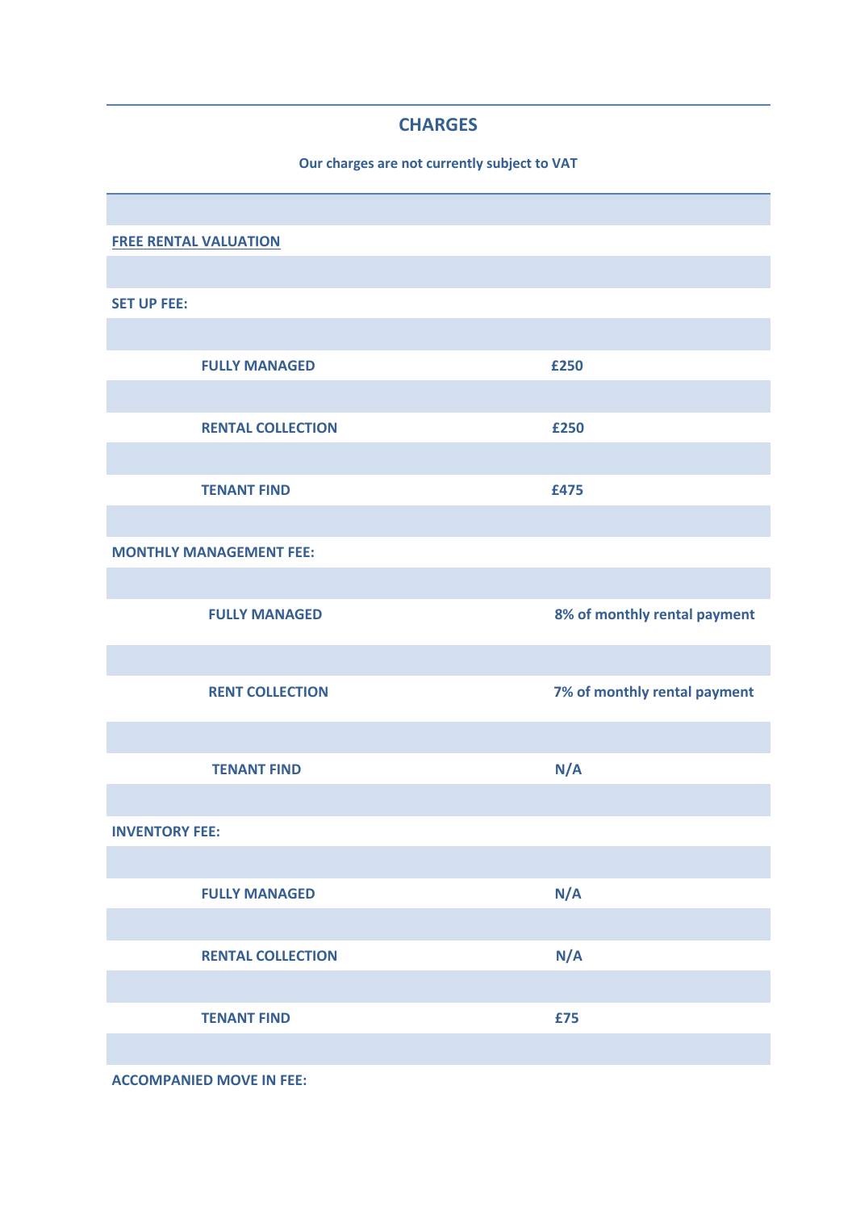# CHARGES

**Our charges are not currently subject to VAT**

| | |
|---|---|
| **FREE RENTAL VALUATION** | |
| **SET UP FEE:** | |
| **FULLY MANAGED** | **£250** |
| **RENTAL COLLECTION** | **£250** |
| **TENANT FIND** | **£475** |
| **MONTHLY MANAGEMENT FEE:** | |
| **FULLY MANAGED** | **8% of monthly rental payment** |
| **RENT COLLECTION** | **7% of monthly rental payment** |
| **TENANT FIND** | **N/A** |
| **INVENTORY FEE:** | |
| **FULLY MANAGED** | **N/A** |
| **RENTAL COLLECTION** | **N/A** |
| **TENANT FIND** | **£75** |
| **ACCOMPANIED MOVE IN FEE:** | |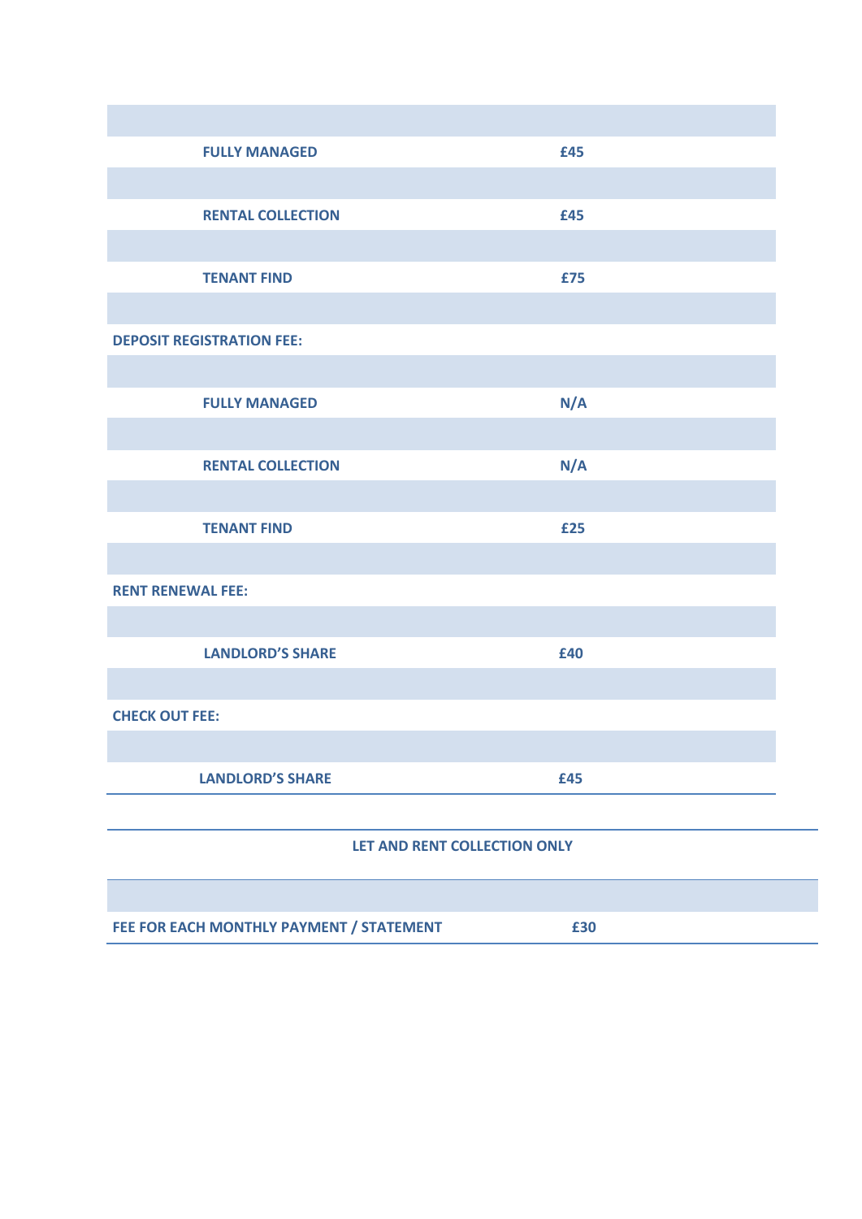| | |
|---|---|
| **FULLY MANAGED** | **£45** |
| **RENTAL COLLECTION** | **£45** |
| **TENANT FIND** | **£75** |
| **DEPOSIT REGISTRATION FEE:** | |
| **FULLY MANAGED** | **N/A** |
| **RENTAL COLLECTION** | **N/A** |
| **TENANT FIND** | **£25** |
| **RENT RENEWAL FEE:** | |
| **LANDLORD'S SHARE** | **£40** |
| **CHECK OUT FEE:** | |
| **LANDLORD'S SHARE** | **£45** |

| **LET AND RENT COLLECTION ONLY** | |
|---|---|
| **FEE FOR EACH MONTHLY PAYMENT / STATEMENT** | **£30** |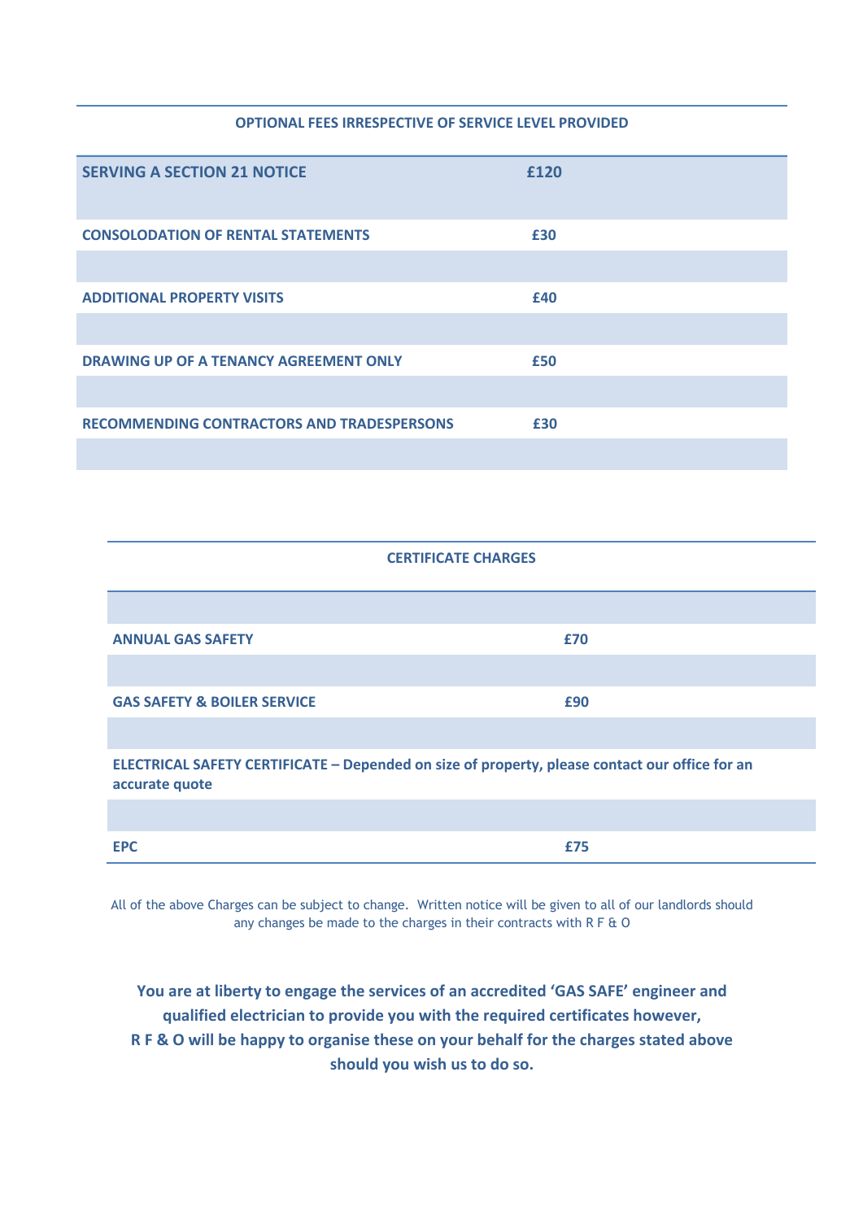## OPTIONAL FEES IRRESPECTIVE OF SERVICE LEVEL PROVIDED

| Service | Fee |
|---|---|
| **SERVING A SECTION 21 NOTICE** | **£120** |
| **CONSOLODATION OF RENTAL STATEMENTS** | **£30** |
| **ADDITIONAL PROPERTY VISITS** | **£40** |
| **DRAWING UP OF A TENANCY AGREEMENT ONLY** | **£50** |
| **RECOMMENDING CONTRACTORS AND TRADESPERSONS** | **£30** |

## CERTIFICATE CHARGES

| Certificate | Charge |
|---|---|
| **ANNUAL GAS SAFETY** | **£70** |
| **GAS SAFETY & BOILER SERVICE** | **£90** |
| **ELECTRICAL SAFETY CERTIFICATE – Depended on size of property, please contact our office for an accurate quote** | |
| **EPC** | **£75** |

All of the above Charges can be subject to change. Written notice will be given to all of our landlords should any changes be made to the charges in their contracts with R F & O

**You are at liberty to engage the services of an accredited 'GAS SAFE' engineer and qualified electrician to provide you with the required certificates however, R F & O will be happy to organise these on your behalf for the charges stated above should you wish us to do so.**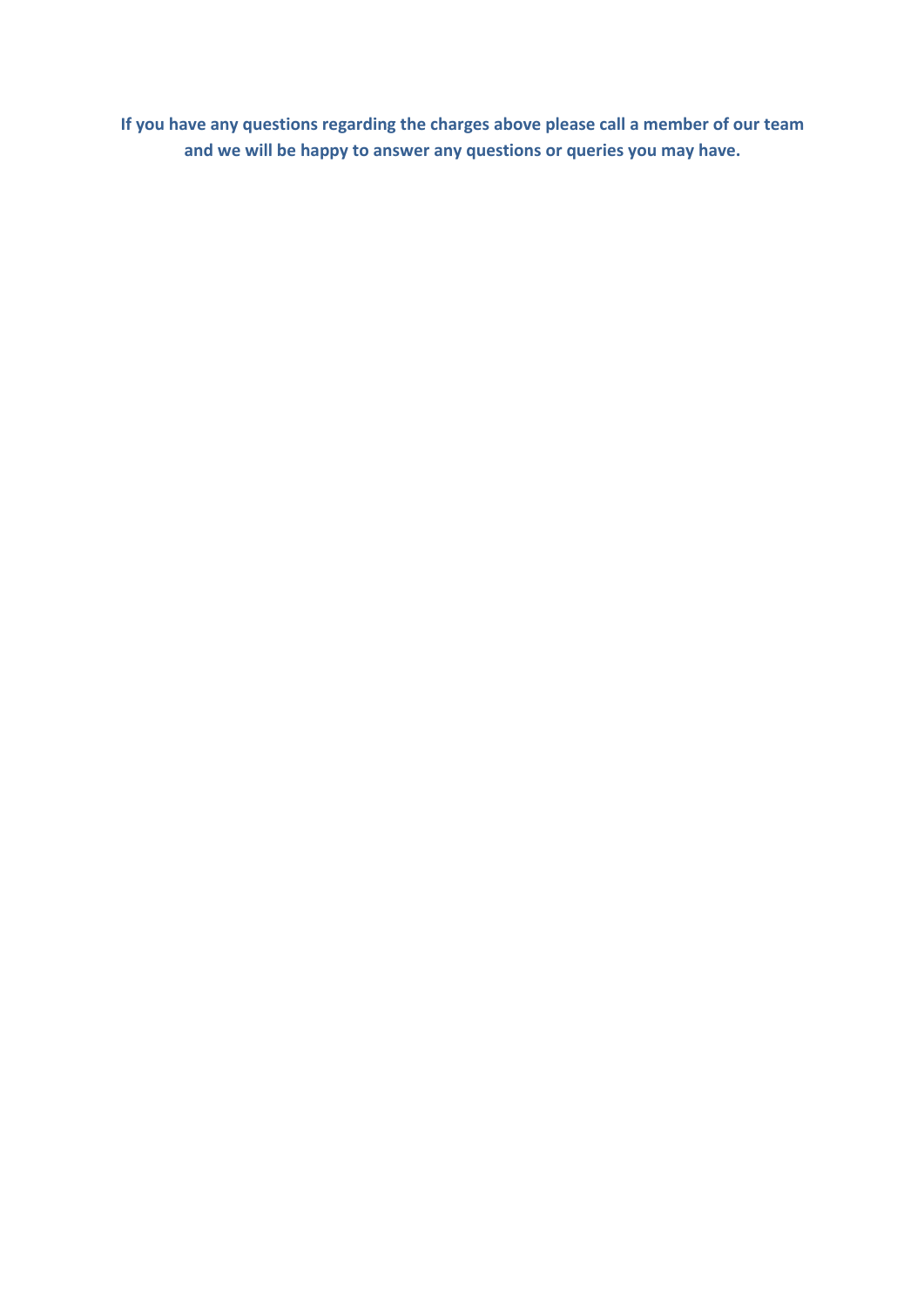**If you have any questions regarding the charges above please call a member of our team and we will be happy to answer any questions or queries you may have.**